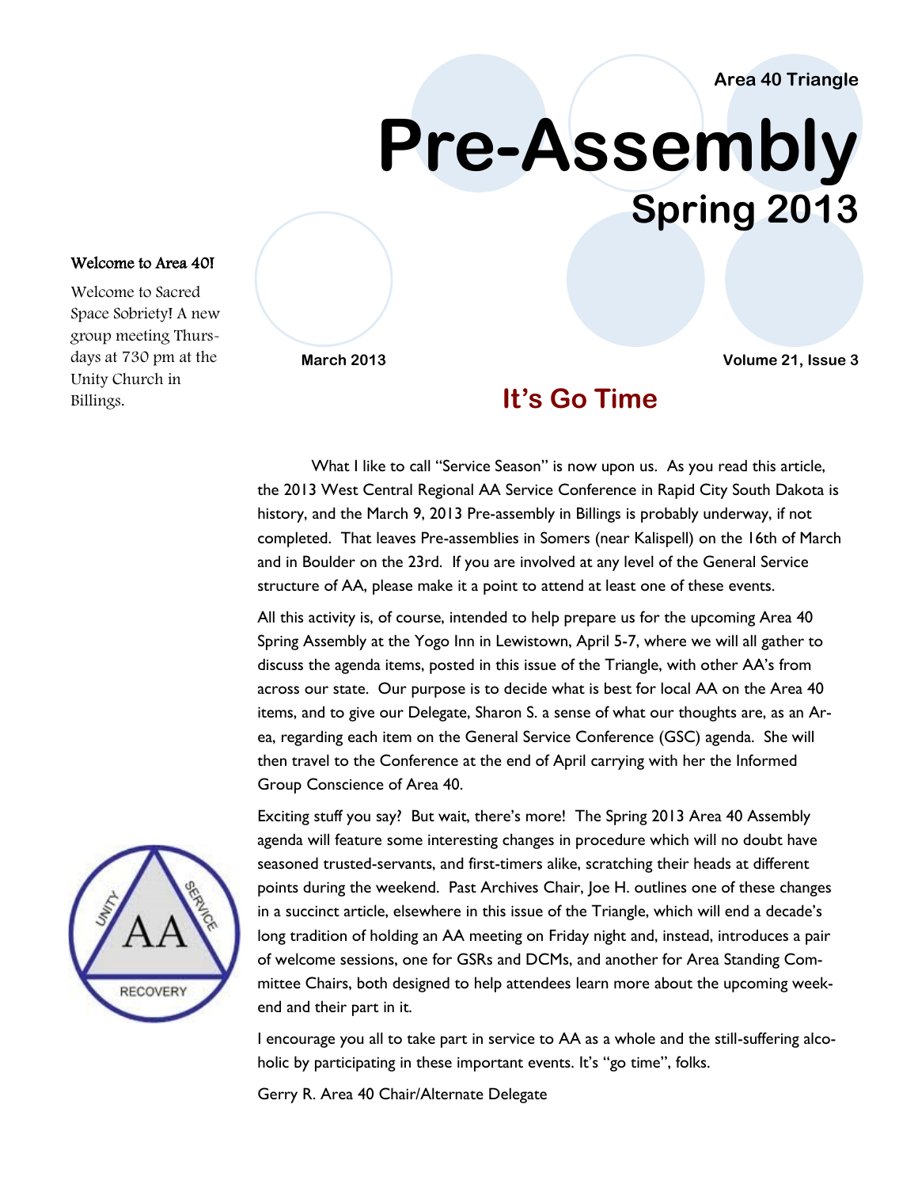Area 40 Triangle

# Pre-Assembly

## Spring 2013

March 2013 Volume 21, Issue 3

**Welcome to Area 40!**

Welcome to Sacred Space Sobriety! A new group meeting Thursdays at 730 pm at the Unity Church in Billings.

## It's Go Time

What I like to call "Service Season" is now upon us. As you read this article, the 2013 West Central Regional AA Service Conference in Rapid City South Dakota is history, and the March 9, 2013 Pre-assembly in Billings is probably underway, if not completed. That leaves Pre-assemblies in Somers (near Kalispell) on the 16th of March and in Boulder on the 23rd. If you are involved at any level of the General Service structure of AA, please make it a point to attend at least one of these events.

All this activity is, of course, intended to help prepare us for the upcoming Area 40 Spring Assembly at the Yogo Inn in Lewistown, April 5-7, where we will all gather to discuss the agenda items, posted in this issue of the Triangle, with other AA's from across our state. Our purpose is to decide what is best for local AA on the Area 40 items, and to give our Delegate, Sharon S. a sense of what our thoughts are, as an Area, regarding each item on the General Service Conference (GSC) agenda. She will then travel to the Conference at the end of April carrying with her the Informed Group Conscience of Area 40.

Exciting stuff you say? But wait, there's more! The Spring 2013 Area 40 Assembly agenda will feature some interesting changes in procedure which will no doubt have seasoned trusted-servants, and first-timers alike, scratching their heads at different points during the weekend. Past Archives Chair, Joe H. outlines one of these changes in a succinct article, elsewhere in this issue of the Triangle, which will end a decade's long tradition of holding an AA meeting on Friday night and, instead, introduces a pair of welcome sessions, one for GSRs and DCMs, and another for Area Standing Committee Chairs, both designed to help attendees learn more about the upcoming weekend and their part in it.

I encourage you all to take part in service to AA as a whole and the still-suffering alcoholic by participating in these important events. It's "go time", folks.

Gerry R. Area 40 Chair/Alternate Delegate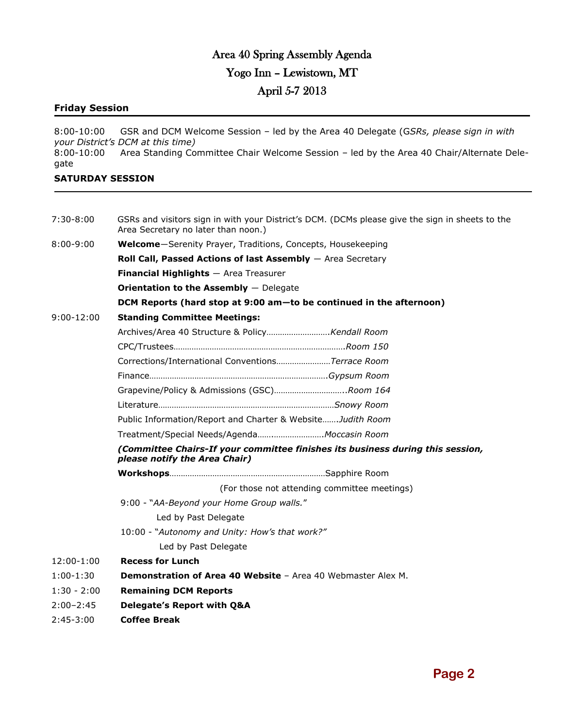# Area 40 Spring Assembly Agenda

## Yogo Inn – Lewistown, MT

## April 5-7 2013

### Friday Session

8:00-10:00 GSR and DCM Welcome Session – led by the Area 40 Delegate (*GSRs, please sign in with your District's DCM at this time)*

8:00-10:00 Area Standing Committee Chair Welcome Session – led by the Area 40 Chair/Alternate Delegate

### SATURDAY SESSION

| | |
|---|---|
| 7:30-8:00 | GSRs and visitors sign in with your District's DCM. (DCMs please give the sign in sheets to the Area Secretary no later than noon.) |
| 8:00-9:00 | **Welcome**—Serenity Prayer, Traditions, Concepts, Housekeeping |
| | **Roll Call, Passed Actions of last Assembly** — Area Secretary |
| | **Financial Highlights** — Area Treasurer |
| | **Orientation to the Assembly** — Delegate |
| | **DCM Reports (hard stop at 9:00 am—to be continued in the afternoon)** |
| 9:00-12:00 | **Standing Committee Meetings:** |
| | Archives/Area 40 Structure & Policy……………………….*Kendall Room* |
| | CPC/Trustees……………………………………………………………….*Room 150* |
| | Corrections/International Conventions……………………*Terrace Room* |
| | Finance…………………………………………………………………….*Gypsum Room* |
| | Grapevine/Policy & Admissions (GSC)…………………………..*Room 164* |
| | Literature……………………………………………………………………*Snowy Room* |
| | Public Information/Report and Charter & Website…….*Judith Room* |
| | Treatment/Special Needs/Agenda….……………………..*Moccasin Room* |
| | ***(Committee Chairs-If your committee finishes its business during this session, please notify the Area Chair)*** |
| | **Workshops**…………………………………………………………Sapphire Room |
| | (For those not attending committee meetings) |
| | 9:00 - "*AA-Beyond your Home Group walls.*" Led by Past Delegate |
| | 10:00 - "*Autonomy and Unity: How's that work?"* Led by Past Delegate |
| 12:00-1:00 | **Recess for Lunch** |
| 1:00-1:30 | **Demonstration of Area 40 Website** – Area 40 Webmaster Alex M. |
| 1:30 - 2:00 | **Remaining DCM Reports** |
| 2:00–2:45 | **Delegate's Report with Q&A** |
| 2:45-3:00 | **Coffee Break** |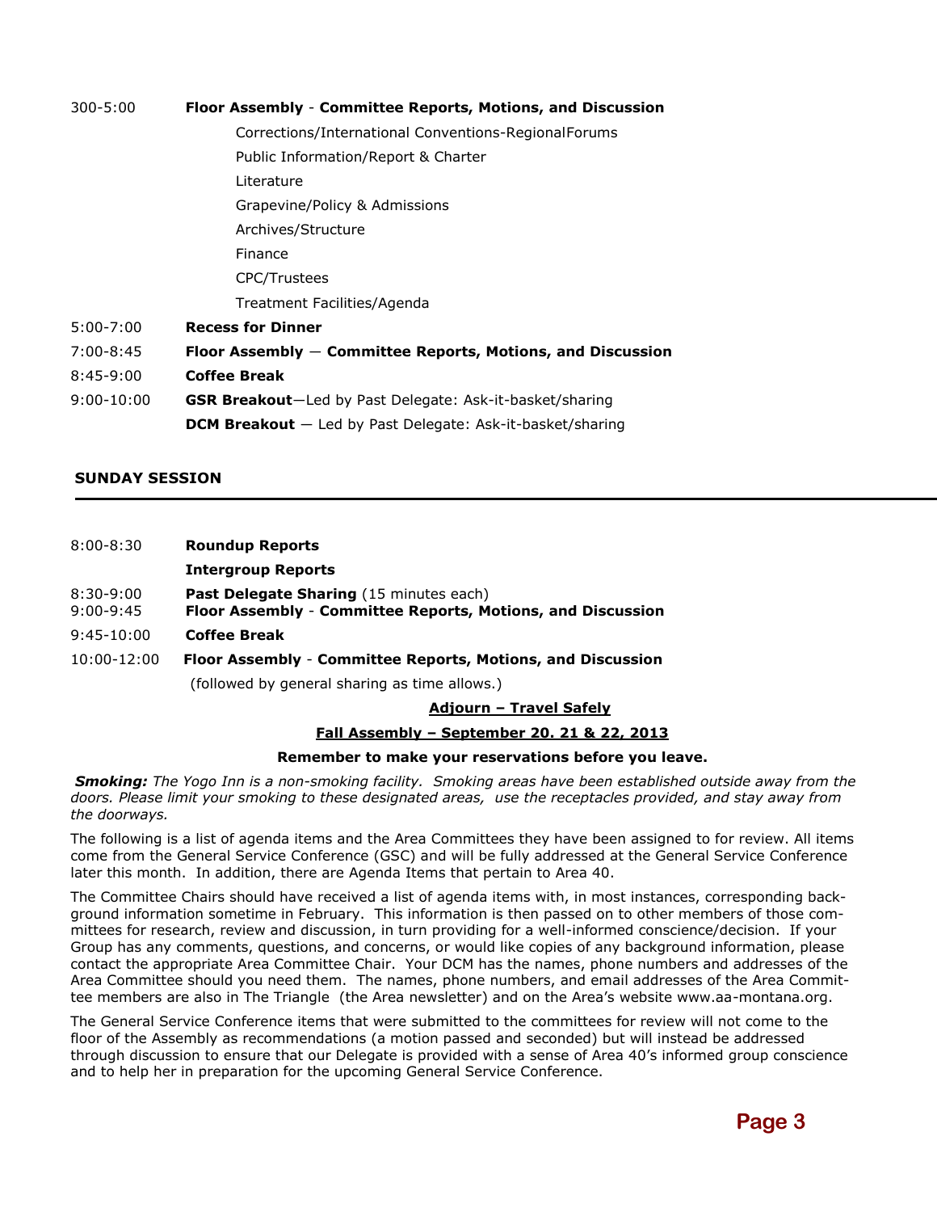| | |
|---|---|
| 300-5:00 | **Floor Assembly** - **Committee Reports, Motions, and Discussion** |
| | Corrections/International Conventions-RegionalForums |
| | Public Information/Report & Charter |
| | Literature |
| | Grapevine/Policy & Admissions |
| | Archives/Structure |
| | Finance |
| | CPC/Trustees |
| | Treatment Facilities/Agenda |
| 5:00-7:00 | **Recess for Dinner** |
| 7:00-8:45 | **Floor Assembly — Committee Reports, Motions, and Discussion** |
| 8:45-9:00 | **Coffee Break** |
| 9:00-10:00 | **GSR Breakout**—Led by Past Delegate: Ask-it-basket/sharing |
| | **DCM Breakout** — Led by Past Delegate: Ask-it-basket/sharing |

## SUNDAY SESSION

| | |
|---|---|
| 8:00-8:30 | **Roundup Reports** |
| | **Intergroup Reports** |
| 8:30-9:00 | **Past Delegate Sharing** (15 minutes each) |
| 9:00-9:45 | **Floor Assembly** - **Committee Reports, Motions, and Discussion** |
| 9:45-10:00 | **Coffee Break** |
| 10:00-12:00 | **Floor Assembly** - **Committee Reports, Motions, and Discussion** |
| | (followed by general sharing as time allows.) |

**Adjourn – Travel Safely**

**Fall Assembly – September 20. 21 & 22, 2013**

**Remember to make your reservations before you leave.**

***Smoking:*** *The Yogo Inn is a non-smoking facility. Smoking areas have been established outside away from the doors. Please limit your smoking to these designated areas, use the receptacles provided, and stay away from the doorways.*

The following is a list of agenda items and the Area Committees they have been assigned to for review. All items come from the General Service Conference (GSC) and will be fully addressed at the General Service Conference later this month. In addition, there are Agenda Items that pertain to Area 40.

The Committee Chairs should have received a list of agenda items with, in most instances, corresponding background information sometime in February. This information is then passed on to other members of those committees for research, review and discussion, in turn providing for a well-informed conscience/decision. If your Group has any comments, questions, and concerns, or would like copies of any background information, please contact the appropriate Area Committee Chair. Your DCM has the names, phone numbers and addresses of the Area Committee should you need them. The names, phone numbers, and email addresses of the Area Committee members are also in The Triangle (the Area newsletter) and on the Area's website www.aa-montana.org.

The General Service Conference items that were submitted to the committees for review will not come to the floor of the Assembly as recommendations (a motion passed and seconded) but will instead be addressed through discussion to ensure that our Delegate is provided with a sense of Area 40's informed group conscience and to help her in preparation for the upcoming General Service Conference.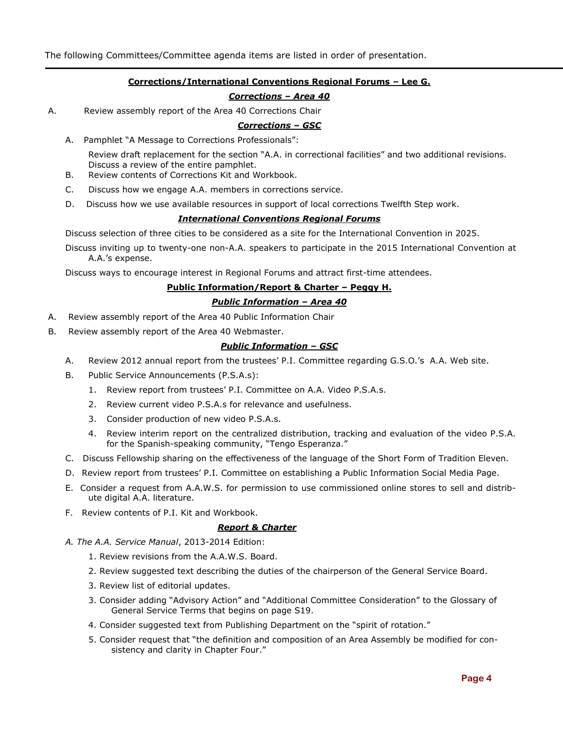The following Committees/Committee agenda items are listed in order of presentation.

---

## Corrections/International Conventions Regional Forums – Lee G.

### *Corrections – Area 40*

A. Review assembly report of the Area 40 Corrections Chair

### *Corrections – GSC*

A. Pamphlet "A Message to Corrections Professionals":

   Review draft replacement for the section "A.A. in correctional facilities" and two additional revisions. Discuss a review of the entire pamphlet.

B. Review contents of Corrections Kit and Workbook.

C. Discuss how we engage A.A. members in corrections service.

D. Discuss how we use available resources in support of local corrections Twelfth Step work.

### *International Conventions Regional Forums*

Discuss selection of three cities to be considered as a site for the International Convention in 2025.

Discuss inviting up to twenty-one non-A.A. speakers to participate in the 2015 International Convention at A.A.'s expense.

Discuss ways to encourage interest in Regional Forums and attract first-time attendees.

## Public Information/Report & Charter – Peggy H.

### *Public Information – Area 40*

A. Review assembly report of the Area 40 Public Information Chair

B. Review assembly report of the Area 40 Webmaster.

### *Public Information – GSC*

A. Review 2012 annual report from the trustees' P.I. Committee regarding G.S.O.'s A.A. Web site.

B. Public Service Announcements (P.S.A.s):

   1. Review report from trustees' P.I. Committee on A.A. Video P.S.A.s.
   2. Review current video P.S.A.s for relevance and usefulness.
   3. Consider production of new video P.S.A.s.
   4. Review interim report on the centralized distribution, tracking and evaluation of the video P.S.A. for the Spanish-speaking community, "Tengo Esperanza."

C. Discuss Fellowship sharing on the effectiveness of the language of the Short Form of Tradition Eleven.

D. Review report from trustees' P.I. Committee on establishing a Public Information Social Media Page.

E. Consider a request from A.A.W.S. for permission to use commissioned online stores to sell and distribute digital A.A. literature.

F. Review contents of P.I. Kit and Workbook.

### *Report & Charter*

*A. The A.A. Service Manual*, 2013-2014 Edition:

   1. Review revisions from the A.A.W.S. Board.
   2. Review suggested text describing the duties of the chairperson of the General Service Board.
   3. Review list of editorial updates.
   3. Consider adding "Advisory Action" and "Additional Committee Consideration" to the Glossary of General Service Terms that begins on page S19.
   4. Consider suggested text from Publishing Department on the "spirit of rotation."
   5. Consider request that "the definition and composition of an Area Assembly be modified for consistency and clarity in Chapter Four."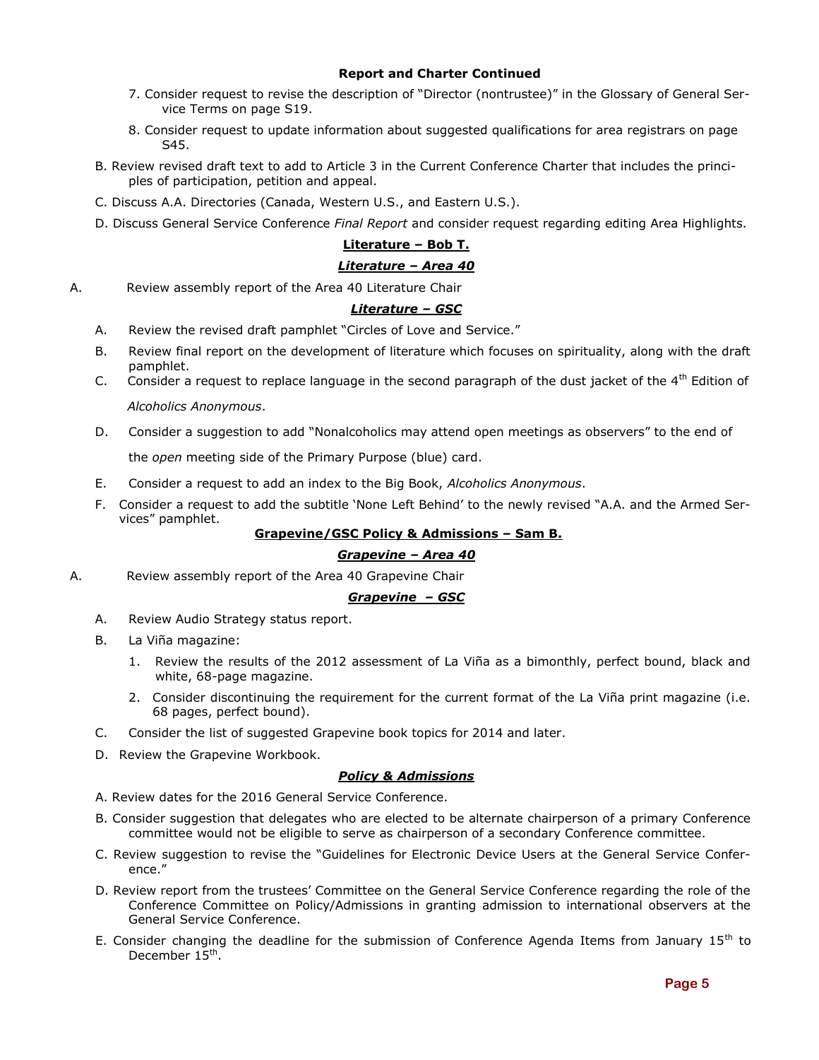**Report and Charter Continued**

7. Consider request to revise the description of "Director (nontrustee)" in the Glossary of General Service Terms on page S19.
8. Consider request to update information about suggested qualifications for area registrars on page S45.

B. Review revised draft text to add to Article 3 in the Current Conference Charter that includes the principles of participation, petition and appeal.

C. Discuss A.A. Directories (Canada, Western U.S., and Eastern U.S.).

D. Discuss General Service Conference *Final Report* and consider request regarding editing Area Highlights.

## Literature – Bob T.

### *Literature – Area 40*

A. Review assembly report of the Area 40 Literature Chair

### *Literature – GSC*

A. Review the revised draft pamphlet "Circles of Love and Service."

B. Review final report on the development of literature which focuses on spirituality, along with the draft pamphlet.

C. Consider a request to replace language in the second paragraph of the dust jacket of the 4th Edition of *Alcoholics Anonymous*.

D. Consider a suggestion to add "Nonalcoholics may attend open meetings as observers" to the end of the *open* meeting side of the Primary Purpose (blue) card.

E. Consider a request to add an index to the Big Book, *Alcoholics Anonymous*.

F. Consider a request to add the subtitle 'None Left Behind' to the newly revised "A.A. and the Armed Services" pamphlet.

## Grapevine/GSC Policy & Admissions – Sam B.

### *Grapevine – Area 40*

A. Review assembly report of the Area 40 Grapevine Chair

### *Grapevine – GSC*

A. Review Audio Strategy status report.

B. La Viña magazine:

1. Review the results of the 2012 assessment of La Viña as a bimonthly, perfect bound, black and white, 68-page magazine.
2. Consider discontinuing the requirement for the current format of the La Viña print magazine (i.e. 68 pages, perfect bound).

C. Consider the list of suggested Grapevine book topics for 2014 and later.

D. Review the Grapevine Workbook.

### *Policy & Admissions*

A. Review dates for the 2016 General Service Conference.

B. Consider suggestion that delegates who are elected to be alternate chairperson of a primary Conference committee would not be eligible to serve as chairperson of a secondary Conference committee.

C. Review suggestion to revise the "Guidelines for Electronic Device Users at the General Service Conference."

D. Review report from the trustees' Committee on the General Service Conference regarding the role of the Conference Committee on Policy/Admissions in granting admission to international observers at the General Service Conference.

E. Consider changing the deadline for the submission of Conference Agenda Items from January 15th to December 15th.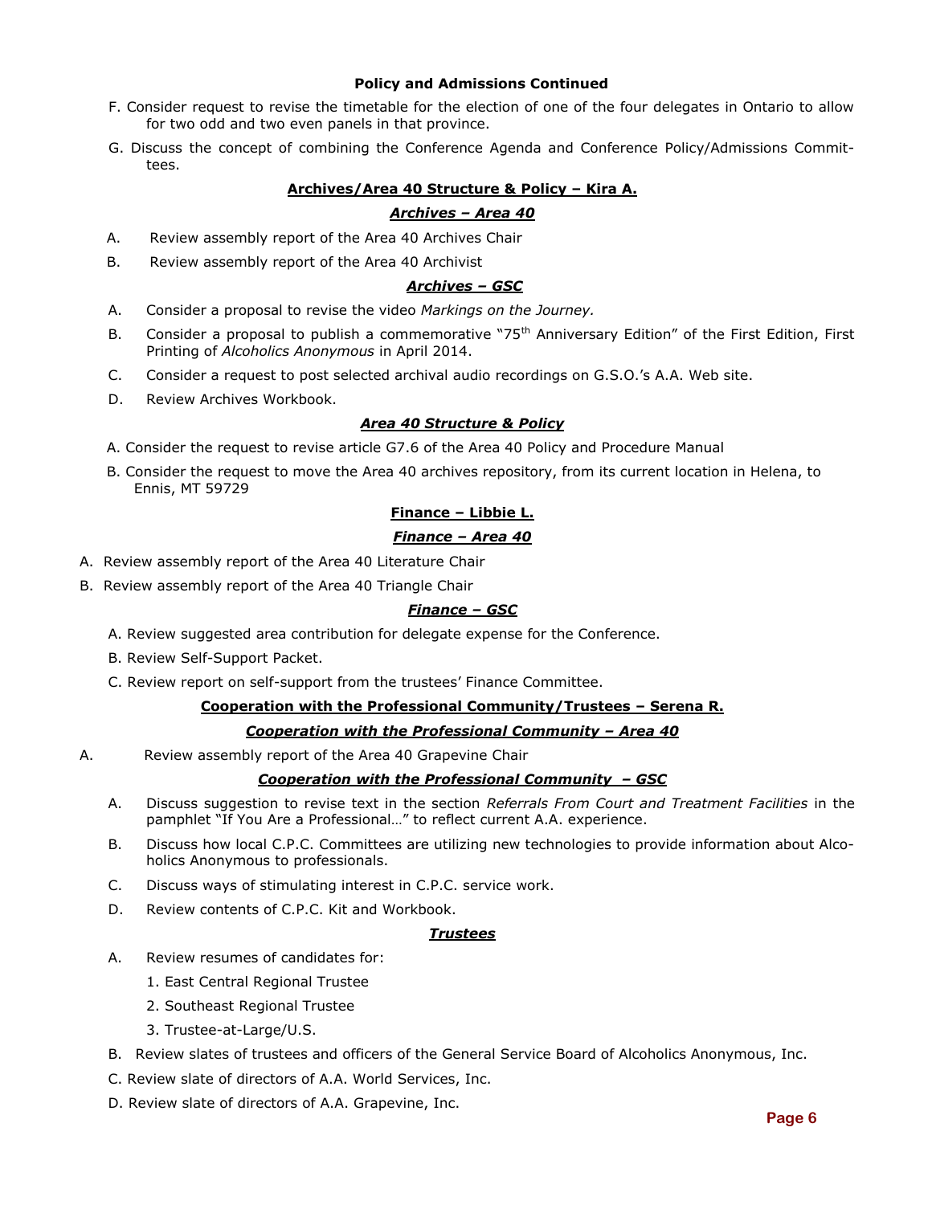**Policy and Admissions Continued**

F. Consider request to revise the timetable for the election of one of the four delegates in Ontario to allow for two odd and two even panels in that province.

G. Discuss the concept of combining the Conference Agenda and Conference Policy/Admissions Committees.

## Archives/Area 40 Structure & Policy – Kira A.

### *Archives – Area 40*

A. Review assembly report of the Area 40 Archives Chair

B. Review assembly report of the Area 40 Archivist

### *Archives – GSC*

A. Consider a proposal to revise the video *Markings on the Journey.*

B. Consider a proposal to publish a commemorative "75th Anniversary Edition" of the First Edition, First Printing of *Alcoholics Anonymous* in April 2014.

C. Consider a request to post selected archival audio recordings on G.S.O.'s A.A. Web site.

D. Review Archives Workbook.

### *Area 40 Structure & Policy*

A. Consider the request to revise article G7.6 of the Area 40 Policy and Procedure Manual

B. Consider the request to move the Area 40 archives repository, from its current location in Helena, to Ennis, MT 59729

## Finance – Libbie L.

### *Finance – Area 40*

A. Review assembly report of the Area 40 Literature Chair

B. Review assembly report of the Area 40 Triangle Chair

### *Finance – GSC*

A. Review suggested area contribution for delegate expense for the Conference.

B. Review Self-Support Packet.

C. Review report on self-support from the trustees' Finance Committee.

## Cooperation with the Professional Community/Trustees – Serena R.

### *Cooperation with the Professional Community – Area 40*

A. Review assembly report of the Area 40 Grapevine Chair

### *Cooperation with the Professional Community – GSC*

A. Discuss suggestion to revise text in the section *Referrals From Court and Treatment Facilities* in the pamphlet "If You Are a Professional…" to reflect current A.A. experience.

B. Discuss how local C.P.C. Committees are utilizing new technologies to provide information about Alcoholics Anonymous to professionals.

C. Discuss ways of stimulating interest in C.P.C. service work.

D. Review contents of C.P.C. Kit and Workbook.

### *Trustees*

A. Review resumes of candidates for:

1. East Central Regional Trustee
2. Southeast Regional Trustee
3. Trustee-at-Large/U.S.

B. Review slates of trustees and officers of the General Service Board of Alcoholics Anonymous, Inc.

C. Review slate of directors of A.A. World Services, Inc.

D. Review slate of directors of A.A. Grapevine, Inc.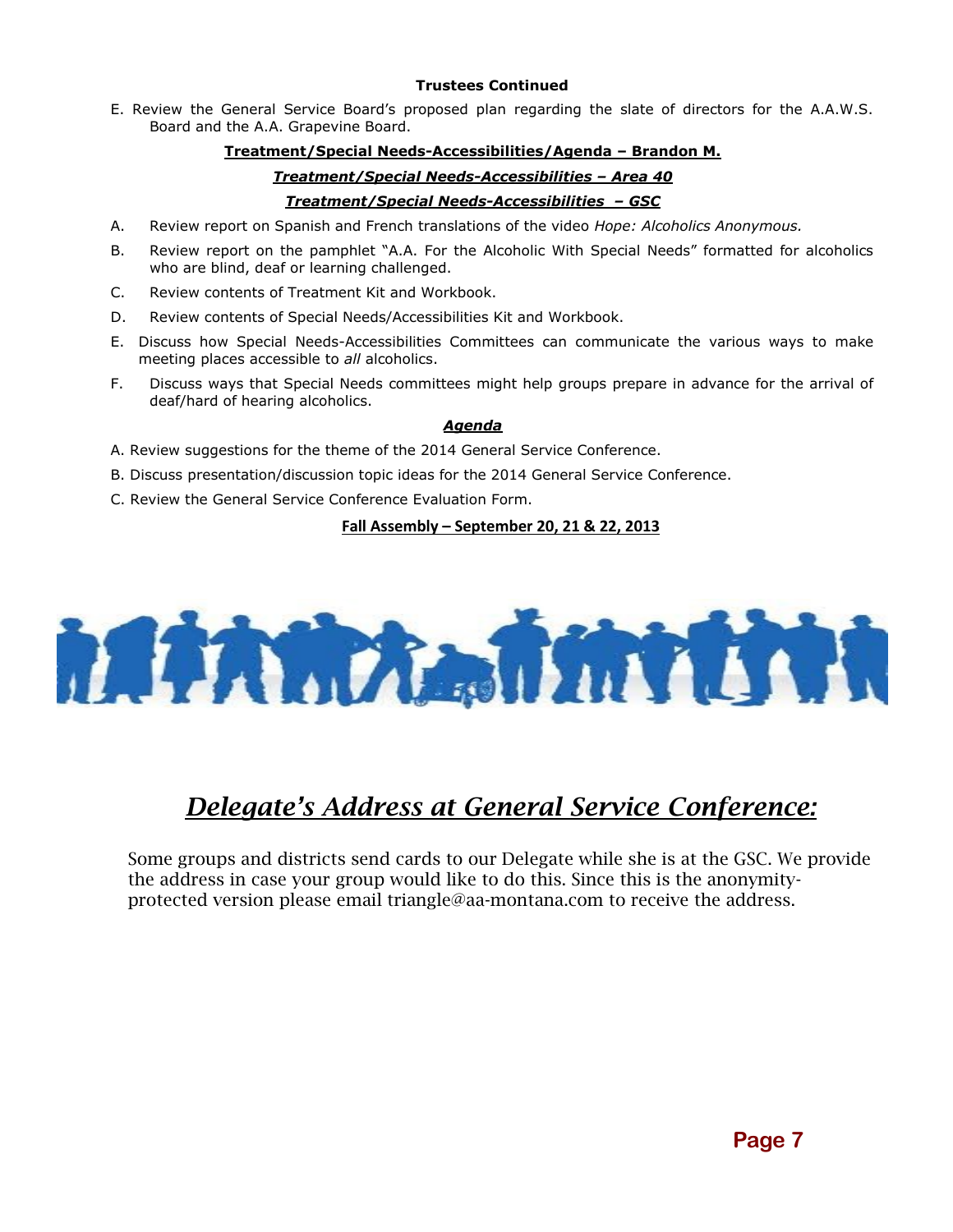**Trustees Continued**

E. Review the General Service Board's proposed plan regarding the slate of directors for the A.A.W.S. Board and the A.A. Grapevine Board.

**Treatment/Special Needs-Accessibilities/Agenda – Brandon M.**

***Treatment/Special Needs-Accessibilities – Area 40***

***Treatment/Special Needs-Accessibilities – GSC***

A. Review report on Spanish and French translations of the video *Hope: Alcoholics Anonymous.*

B. Review report on the pamphlet "A.A. For the Alcoholic With Special Needs" formatted for alcoholics who are blind, deaf or learning challenged.

C. Review contents of Treatment Kit and Workbook.

D. Review contents of Special Needs/Accessibilities Kit and Workbook.

E. Discuss how Special Needs-Accessibilities Committees can communicate the various ways to make meeting places accessible to *all* alcoholics.

F. Discuss ways that Special Needs committees might help groups prepare in advance for the arrival of deaf/hard of hearing alcoholics.

***Agenda***

A. Review suggestions for the theme of the 2014 General Service Conference.

B. Discuss presentation/discussion topic ideas for the 2014 General Service Conference.

C. Review the General Service Conference Evaluation Form.

**Fall Assembly – September 20, 21 & 22, 2013**

## *Delegate's Address at General Service Conference:*

Some groups and districts send cards to our Delegate while she is at the GSC. We provide the address in case your group would like to do this. Since this is the anonymity-protected version please email triangle@aa-montana.com to receive the address.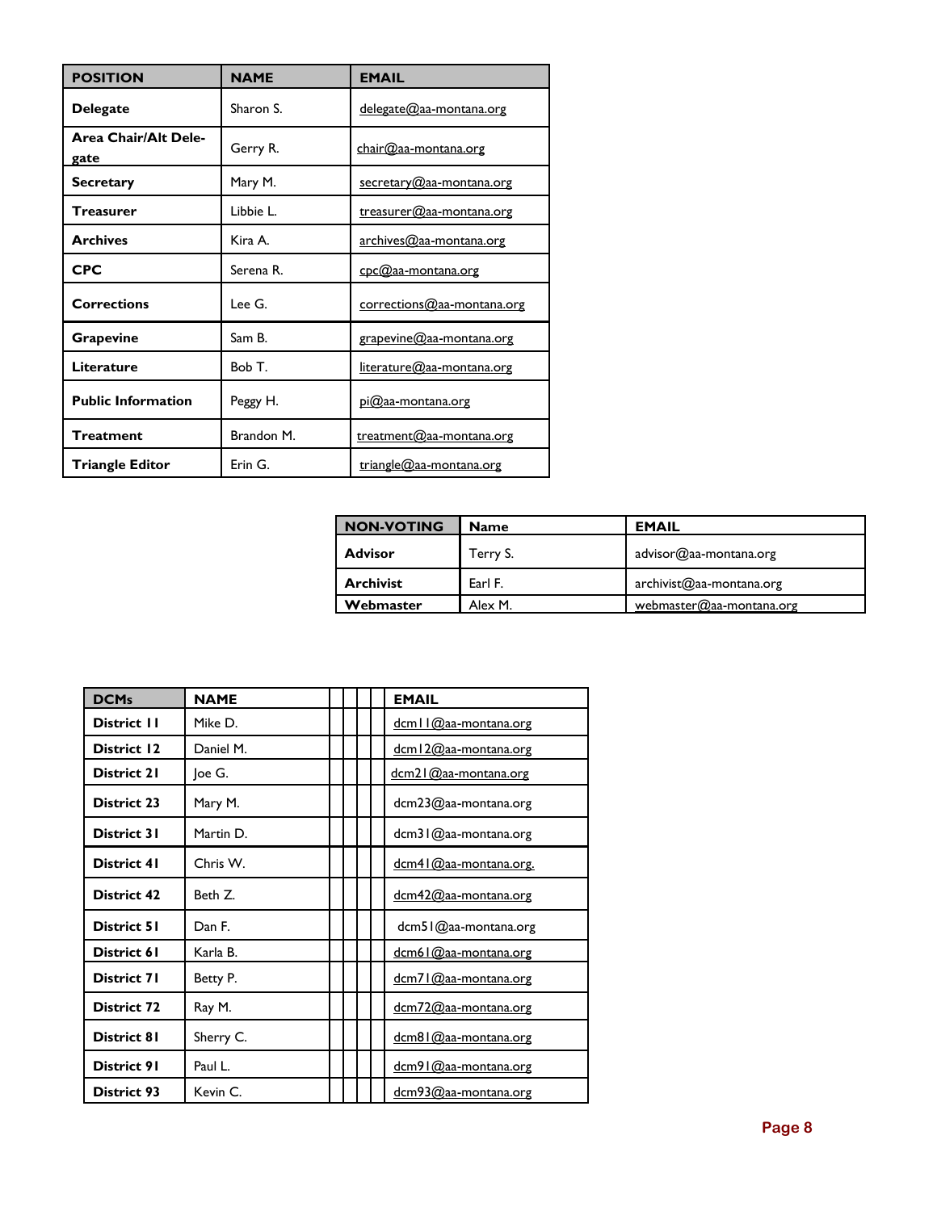| POSITION | NAME | EMAIL |
|---|---|---|
| **Delegate** | Sharon S. | delegate@aa-montana.org |
| **Area Chair/Alt Delegate** | Gerry R. | chair@aa-montana.org |
| **Secretary** | Mary M. | secretary@aa-montana.org |
| **Treasurer** | Libbie L. | treasurer@aa-montana.org |
| **Archives** | Kira A. | archives@aa-montana.org |
| **CPC** | Serena R. | cpc@aa-montana.org |
| **Corrections** | Lee G. | corrections@aa-montana.org |
| **Grapevine** | Sam B. | grapevine@aa-montana.org |
| **Literature** | Bob T. | literature@aa-montana.org |
| **Public Information** | Peggy H. | pi@aa-montana.org |
| **Treatment** | Brandon M. | treatment@aa-montana.org |
| **Triangle Editor** | Erin G. | triangle@aa-montana.org |

| NON-VOTING | Name | EMAIL |
|---|---|---|
| **Advisor** | Terry S. | advisor@aa-montana.org |
| **Archivist** | Earl F. | archivist@aa-montana.org |
| **Webmaster** | Alex M. | webmaster@aa-montana.org |

| DCMs | NAME | EMAIL |
|---|---|---|
| **District 11** | Mike D. | dcm11@aa-montana.org |
| **District 12** | Daniel M. | dcm12@aa-montana.org |
| **District 21** | Joe G. | dcm21@aa-montana.org |
| **District 23** | Mary M. | dcm23@aa-montana.org |
| **District 31** | Martin D. | dcm31@aa-montana.org |
| **District 41** | Chris W. | dcm41@aa-montana.org. |
| **District 42** | Beth Z. | dcm42@aa-montana.org |
| **District 51** | Dan F. | dcm51@aa-montana.org |
| **District 61** | Karla B. | dcm61@aa-montana.org |
| **District 71** | Betty P. | dcm71@aa-montana.org |
| **District 72** | Ray M. | dcm72@aa-montana.org |
| **District 81** | Sherry C. | dcm81@aa-montana.org |
| **District 91** | Paul L. | dcm91@aa-montana.org |
| **District 93** | Kevin C. | dcm93@aa-montana.org |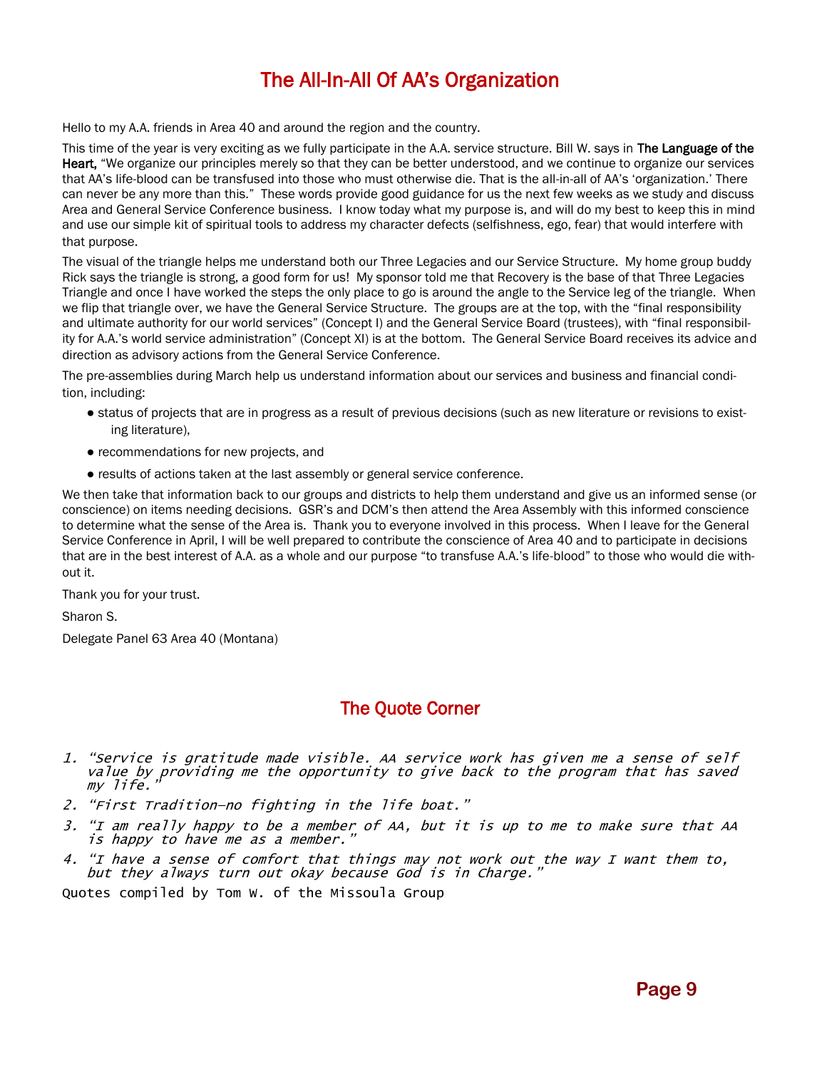# The All-In-All Of AA's Organization

Hello to my A.A. friends in Area 40 and around the region and the country.

This time of the year is very exciting as we fully participate in the A.A. service structure. Bill W. says in **The Language of the Heart,** "We organize our principles merely so that they can be better understood, and we continue to organize our services that AA's life-blood can be transfused into those who must otherwise die. That is the all-in-all of AA's 'organization.' There can never be any more than this." These words provide good guidance for us the next few weeks as we study and discuss Area and General Service Conference business. I know today what my purpose is, and will do my best to keep this in mind and use our simple kit of spiritual tools to address my character defects (selfishness, ego, fear) that would interfere with that purpose.

The visual of the triangle helps me understand both our Three Legacies and our Service Structure. My home group buddy Rick says the triangle is strong, a good form for us! My sponsor told me that Recovery is the base of that Three Legacies Triangle and once I have worked the steps the only place to go is around the angle to the Service leg of the triangle. When we flip that triangle over, we have the General Service Structure. The groups are at the top, with the "final responsibility and ultimate authority for our world services" (Concept I) and the General Service Board (trustees), with "final responsibility for A.A.'s world service administration" (Concept XI) is at the bottom. The General Service Board receives its advice and direction as advisory actions from the General Service Conference.

The pre-assemblies during March help us understand information about our services and business and financial condition, including:

- status of projects that are in progress as a result of previous decisions (such as new literature or revisions to existing literature),
- recommendations for new projects, and
- results of actions taken at the last assembly or general service conference.

We then take that information back to our groups and districts to help them understand and give us an informed sense (or conscience) on items needing decisions. GSR's and DCM's then attend the Area Assembly with this informed conscience to determine what the sense of the Area is. Thank you to everyone involved in this process. When I leave for the General Service Conference in April, I will be well prepared to contribute the conscience of Area 40 and to participate in decisions that are in the best interest of A.A. as a whole and our purpose "to transfuse A.A.'s life-blood" to those who would die without it.

Thank you for your trust.

Sharon S.

Delegate Panel 63 Area 40 (Montana)

## The Quote Corner

1. *"Service is gratitude made visible. AA service work has given me a sense of self value by providing me the opportunity to give back to the program that has saved my life."*
2. *"First Tradition—no fighting in the life boat."*
3. *"I am really happy to be a member of AA, but it is up to me to make sure that AA is happy to have me as a member."*
4. *"I have a sense of comfort that things may not work out the way I want them to, but they always turn out okay because God is in Charge."*

Quotes compiled by Tom W. of the Missoula Group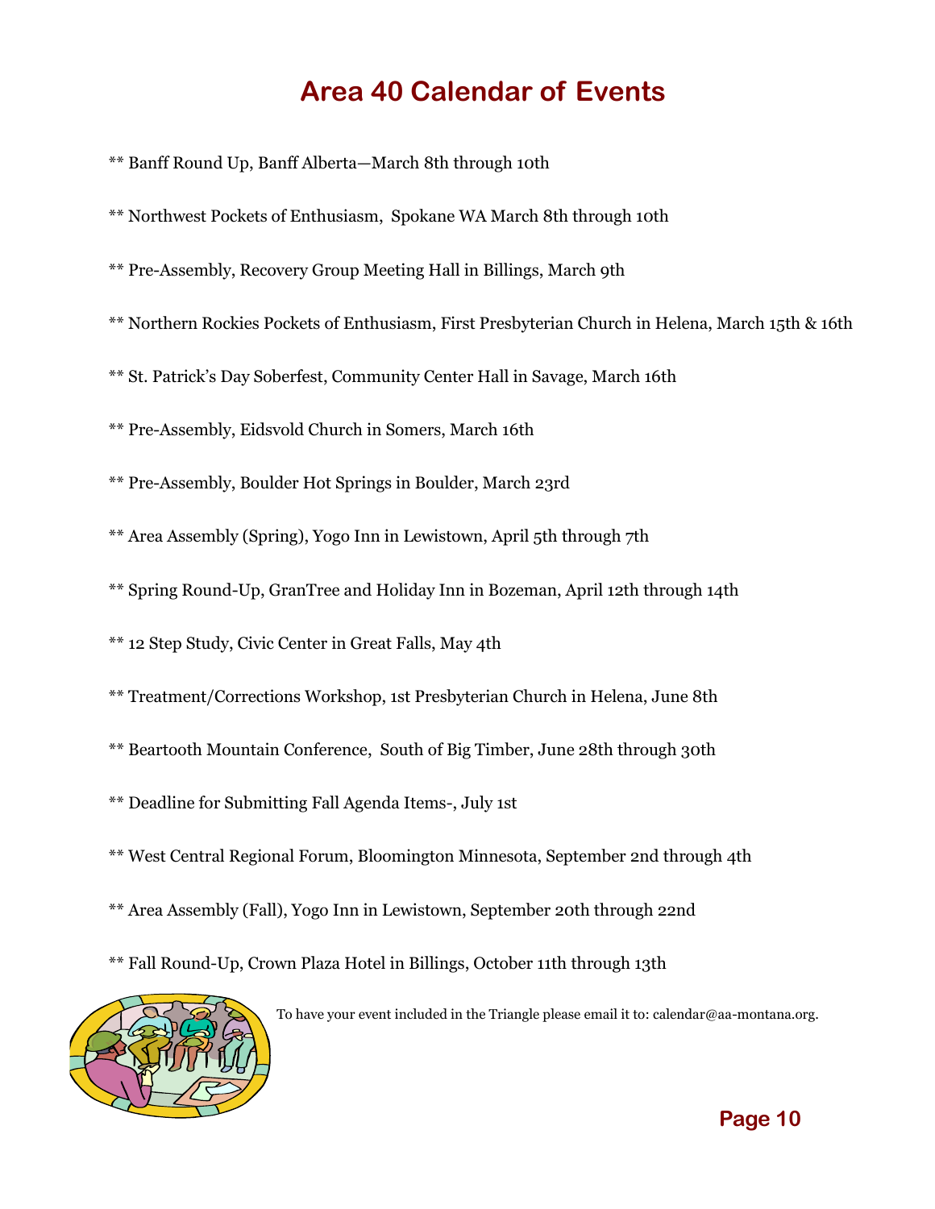# Area 40 Calendar of Events

** Banff Round Up, Banff Alberta—March 8th through 10th

** Northwest Pockets of Enthusiasm, Spokane WA March 8th through 10th

** Pre-Assembly, Recovery Group Meeting Hall in Billings, March 9th

** Northern Rockies Pockets of Enthusiasm, First Presbyterian Church in Helena, March 15th & 16th

** St. Patrick's Day Soberfest, Community Center Hall in Savage, March 16th

** Pre-Assembly, Eidsvold Church in Somers, March 16th

** Pre-Assembly, Boulder Hot Springs in Boulder, March 23rd

** Area Assembly (Spring), Yogo Inn in Lewistown, April 5th through 7th

** Spring Round-Up, GranTree and Holiday Inn in Bozeman, April 12th through 14th

** 12 Step Study, Civic Center in Great Falls, May 4th

** Treatment/Corrections Workshop, 1st Presbyterian Church in Helena, June 8th

** Beartooth Mountain Conference, South of Big Timber, June 28th through 30th

** Deadline for Submitting Fall Agenda Items-, July 1st

** West Central Regional Forum, Bloomington Minnesota, September 2nd through 4th

** Area Assembly (Fall), Yogo Inn in Lewistown, September 20th through 22nd

** Fall Round-Up, Crown Plaza Hotel in Billings, October 11th through 13th

To have your event included in the Triangle please email it to: calendar@aa-montana.org.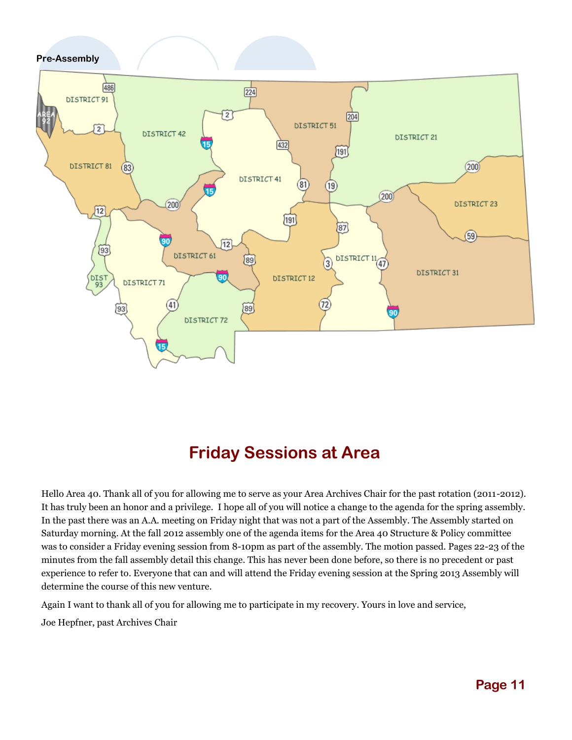Pre-Assembly

# Friday Sessions at Area

Hello Area 40. Thank all of you for allowing me to serve as your Area Archives Chair for the past rotation (2011-2012). It has truly been an honor and a privilege. I hope all of you will notice a change to the agenda for the spring assembly. In the past there was an A.A. meeting on Friday night that was not a part of the Assembly. The Assembly started on Saturday morning. At the fall 2012 assembly one of the agenda items for the Area 40 Structure & Policy committee was to consider a Friday evening session from 8-10pm as part of the assembly. The motion passed. Pages 22-23 of the minutes from the fall assembly detail this change. This has never been done before, so there is no precedent or past experience to refer to. Everyone that can and will attend the Friday evening session at the Spring 2013 Assembly will determine the course of this new venture.

Again I want to thank all of you for allowing me to participate in my recovery. Yours in love and service,

Joe Hepfner, past Archives Chair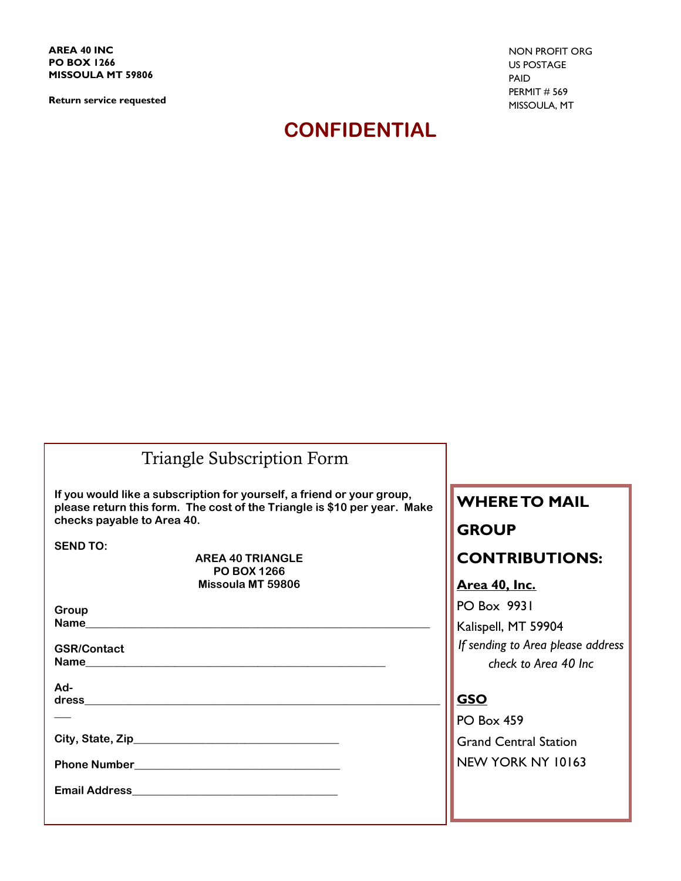**AREA 40 INC**
**PO BOX 1266**
**MISSOULA MT 59806**

**Return service requested**

NON PROFIT ORG
US POSTAGE
PAID
PERMIT # 569
MISSOULA, MT

# CONFIDENTIAL

## Triangle Subscription Form

**If you would like a subscription for yourself, a friend or your group, please return this form. The cost of the Triangle is $10 per year. Make checks payable to Area 40.**

**SEND TO:**

**AREA 40 TRIANGLE**
**PO BOX 1266**
**Missoula MT 59806**

**Group Name**_______________________________________________

**GSR/Contact Name**__________________________________________

**Address**_________________________________________________

**City, State, Zip**______________________________

**Phone Number**_______________________________

**Email Address**_______________________________

## WHERE TO MAIL GROUP CONTRIBUTIONS:

**Area 40, Inc.**
PO Box 9931
Kalispell, MT 59904
*If sending to Area please address check to Area 40 Inc*

**GSO**
PO Box 459
Grand Central Station
NEW YORK NY 10163